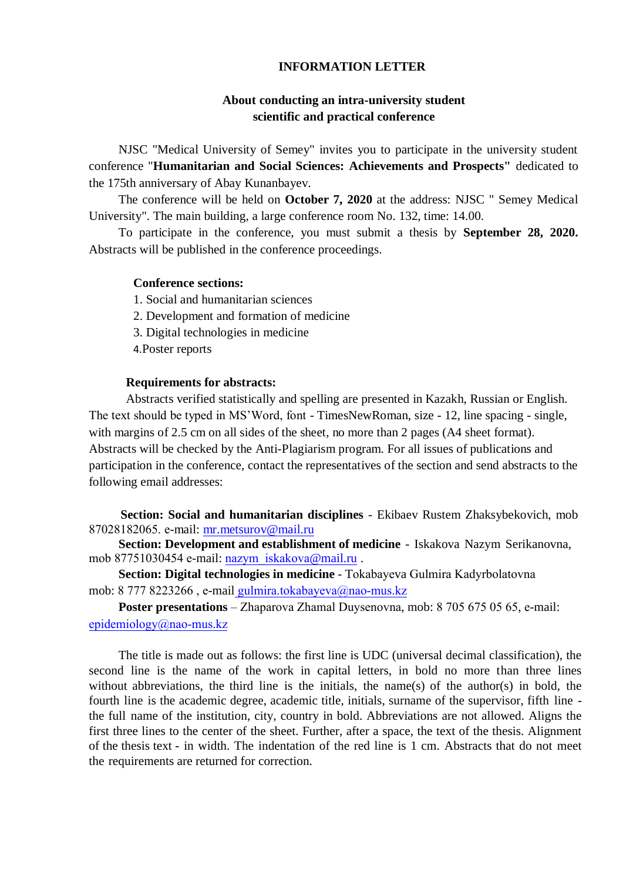# INFORMATION LETTER

## About conducting an intra-university student scientific and practical conference

NJSC "Medical University of Semey" invites you to participate in the university student conference "**Humanitarian and Social Sciences: Achievements and Prospects"** dedicated to the 175th anniversary of Abay Kunanbayev.

The conference will be held on **October 7, 2020** at the address: NJSC " Semey Medical University". The main building, a large conference room No. 132, time: 14.00.

To participate in the conference, you must submit a thesis by **September 28, 2020.** Abstracts will be published in the conference proceedings.

**Conference sections:**

1. Social and humanitarian sciences
2. Development and formation of medicine
3. Digital technologies in medicine
4. Poster reports

**Requirements for abstracts:**

Abstracts verified statistically and spelling are presented in Kazakh, Russian or English. The text should be typed in MS'Word, font - TimesNewRoman, size - 12, line spacing - single, with margins of 2.5 cm on all sides of the sheet, no more than 2 pages (A4 sheet format). Abstracts will be checked by the Anti-Plagiarism program. For all issues of publications and participation in the conference, contact the representatives of the section and send abstracts to the following email addresses:

**Section: Social and humanitarian disciplines** - Ekibaev Rustem Zhaksybekovich, mob 87028182065. e-mail: mr.metsurov@mail.ru

**Section: Development and establishment of medicine** - Iskakova Nazym Serikanovna, mob 87751030454 e-mail: nazym_iskakova@mail.ru .

**Section: Digital technologies in medicine** - Tokabayeva Gulmira Kadyrbolatovna mob: 8 777 8223266 , e-mail gulmira.tokabayeva@nao-mus.kz

**Poster presentations** – Zhaparova Zhamal Duysenovna, mob: 8 705 675 05 65, e-mail: epidemiology@nao-mus.kz

The title is made out as follows: the first line is UDC (universal decimal classification), the second line is the name of the work in capital letters, in bold no more than three lines without abbreviations, the third line is the initials, the name(s) of the author(s) in bold, the fourth line is the academic degree, academic title, initials, surname of the supervisor, fifth line - the full name of the institution, city, country in bold. Abbreviations are not allowed. Aligns the first three lines to the center of the sheet. Further, after a space, the text of the thesis. Alignment of the thesis text - in width. The indentation of the red line is 1 cm. Abstracts that do not meet the requirements are returned for correction.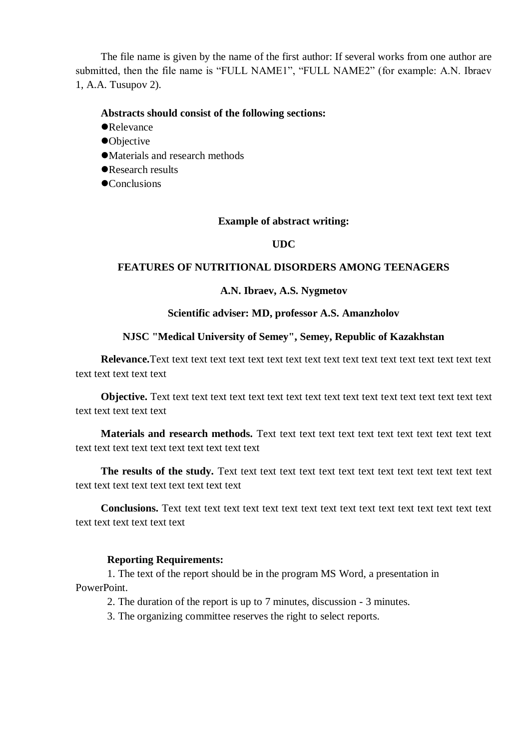The file name is given by the name of the first author: If several works from one author are submitted, then the file name is "FULL NAME1", "FULL NAME2" (for example: A.N. Ibraev 1, A.A. Tusupov 2).

**Abstracts should consist of the following sections:**

- Relevance
- Objective
- Materials and research methods
- Research results
- Conclusions

**Example of abstract writing:**

**UDC**

**FEATURES OF NUTRITIONAL DISORDERS AMONG TEENAGERS**

**A.N. Ibraev, A.S. Nygmetov**

**Scientific adviser: MD, professor A.S. Amanzholov**

**NJSC "Medical University of Semey", Semey, Republic of Kazakhstan**

**Relevance.**Text text text text text text text text text text text text text text text text text text text text text text text

**Objective.** Text text text text text text text text text text text text text text text text text text text text text text text

**Materials and research methods.** Text text text text text text text text text text text text text text text text text text text text text

**The results of the study.** Text text text text text text text text text text text text text text text text text text text text text text

**Conclusions.** Text text text text text text text text text text text text text text text text text text text text text text text

**Reporting Requirements:**

1. The text of the report should be in the program MS Word, a presentation in PowerPoint.
2. The duration of the report is up to 7 minutes, discussion - 3 minutes.
3. The organizing committee reserves the right to select reports.